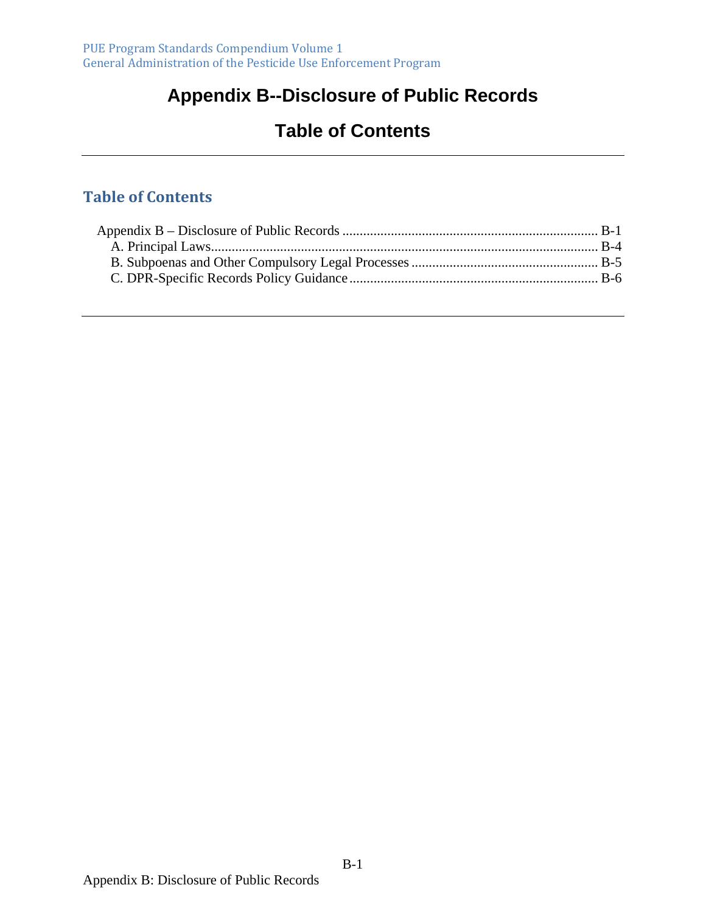# Appendix B--Disclosure of Public Records

## Table of Contents

### Table of Contents

Appendix B – Disclosure of Public Records ........................................................................... B-1
- A. Principal Laws.................................................................................................................. B-4
- B. Subpoenas and Other Compulsory Legal Processes ...................................................... B-5
- C. DPR-Specific Records Policy Guidance ......................................................................... B-6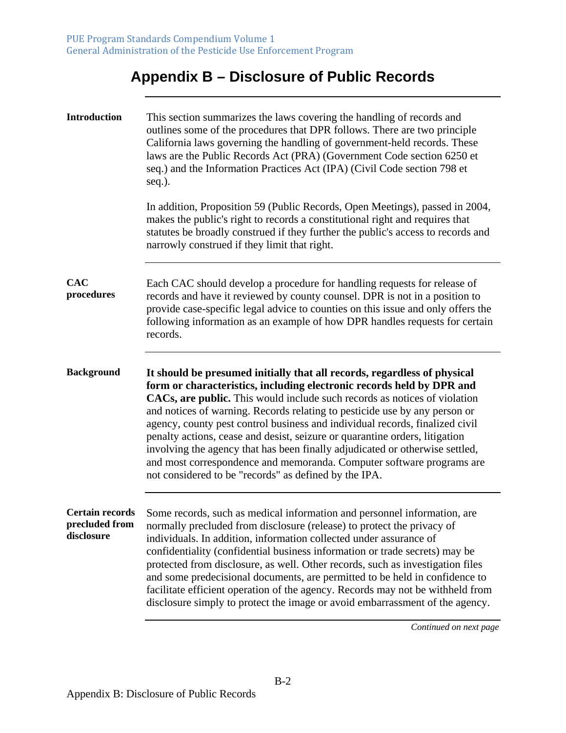# Appendix B – Disclosure of Public Records

**Introduction**

This section summarizes the laws covering the handling of records and outlines some of the procedures that DPR follows. There are two principle California laws governing the handling of government-held records. These laws are the Public Records Act (PRA) (Government Code section 6250 et seq.) and the Information Practices Act (IPA) (Civil Code section 798 et seq.).

In addition, Proposition 59 (Public Records, Open Meetings), passed in 2004, makes the public's right to records a constitutional right and requires that statutes be broadly construed if they further the public's access to records and narrowly construed if they limit that right.

**CAC procedures**

Each CAC should develop a procedure for handling requests for release of records and have it reviewed by county counsel. DPR is not in a position to provide case-specific legal advice to counties on this issue and only offers the following information as an example of how DPR handles requests for certain records.

**Background**

**It should be presumed initially that all records, regardless of physical form or characteristics, including electronic records held by DPR and CACs, are public.** This would include such records as notices of violation and notices of warning. Records relating to pesticide use by any person or agency, county pest control business and individual records, finalized civil penalty actions, cease and desist, seizure or quarantine orders, litigation involving the agency that has been finally adjudicated or otherwise settled, and most correspondence and memoranda. Computer software programs are not considered to be "records" as defined by the IPA.

**Certain records precluded from disclosure**

Some records, such as medical information and personnel information, are normally precluded from disclosure (release) to protect the privacy of individuals. In addition, information collected under assurance of confidentiality (confidential business information or trade secrets) may be protected from disclosure, as well. Other records, such as investigation files and some predecisional documents, are permitted to be held in confidence to facilitate efficient operation of the agency. Records may not be withheld from disclosure simply to protect the image or avoid embarrassment of the agency.

*Continued on next page*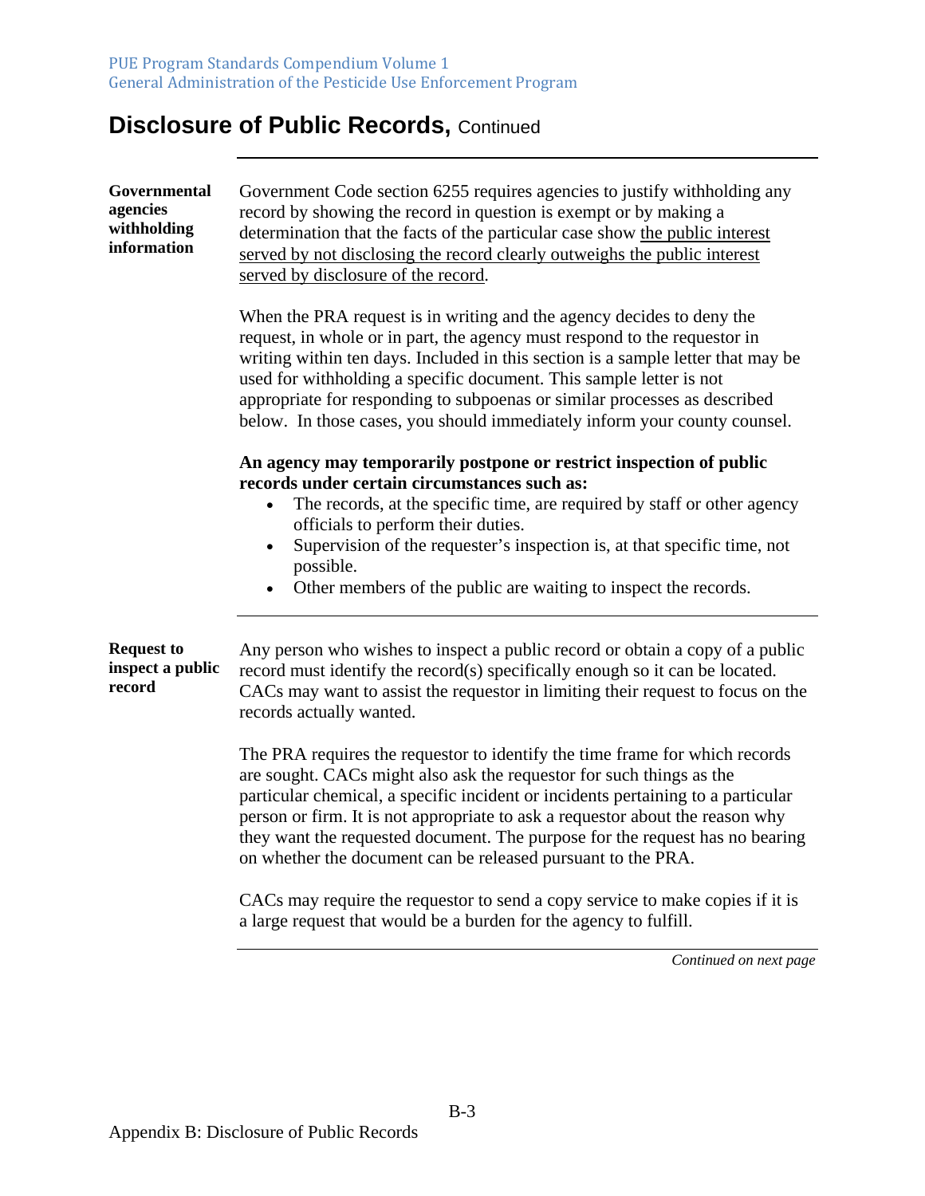## Disclosure of Public Records, Continued

**Governmental agencies withholding information**

Government Code section 6255 requires agencies to justify withholding any record by showing the record in question is exempt or by making a determination that the facts of the particular case show <u>the public interest served by not disclosing the record clearly outweighs the public interest served by disclosure of the record</u>.

When the PRA request is in writing and the agency decides to deny the request, in whole or in part, the agency must respond to the requestor in writing within ten days. Included in this section is a sample letter that may be used for withholding a specific document. This sample letter is not appropriate for responding to subpoenas or similar processes as described below. In those cases, you should immediately inform your county counsel.

**An agency may temporarily postpone or restrict inspection of public records under certain circumstances such as:**

- The records, at the specific time, are required by staff or other agency officials to perform their duties.
- Supervision of the requester's inspection is, at that specific time, not possible.
- Other members of the public are waiting to inspect the records.

**Request to inspect a public record**

Any person who wishes to inspect a public record or obtain a copy of a public record must identify the record(s) specifically enough so it can be located. CACs may want to assist the requestor in limiting their request to focus on the records actually wanted.

The PRA requires the requestor to identify the time frame for which records are sought. CACs might also ask the requestor for such things as the particular chemical, a specific incident or incidents pertaining to a particular person or firm. It is not appropriate to ask a requestor about the reason why they want the requested document. The purpose for the request has no bearing on whether the document can be released pursuant to the PRA.

CACs may require the requestor to send a copy service to make copies if it is a large request that would be a burden for the agency to fulfill.

*Continued on next page*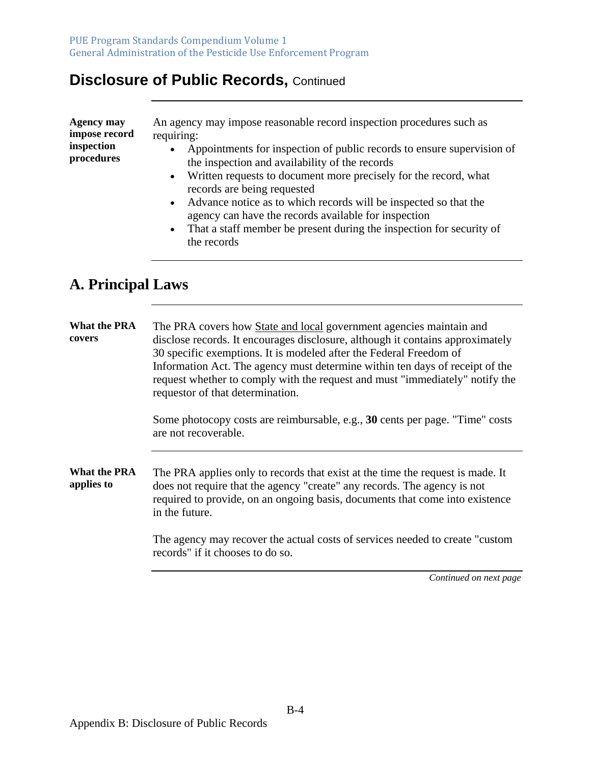## Disclosure of Public Records, Continued

**Agency may impose record inspection procedures**

An agency may impose reasonable record inspection procedures such as requiring:

- Appointments for inspection of public records to ensure supervision of the inspection and availability of the records
- Written requests to document more precisely for the record, what records are being requested
- Advance notice as to which records will be inspected so that the agency can have the records available for inspection
- That a staff member be present during the inspection for security of the records

# A. Principal Laws

**What the PRA covers**

The PRA covers how State and local government agencies maintain and disclose records. It encourages disclosure, although it contains approximately 30 specific exemptions. It is modeled after the Federal Freedom of Information Act. The agency must determine within ten days of receipt of the request whether to comply with the request and must "immediately" notify the requestor of that determination.

Some photocopy costs are reimbursable, e.g., **30** cents per page. "Time" costs are not recoverable.

**What the PRA applies to**

The PRA applies only to records that exist at the time the request is made. It does not require that the agency "create" any records. The agency is not required to provide, on an ongoing basis, documents that come into existence in the future.

The agency may recover the actual costs of services needed to create "custom records" if it chooses to do so.

*Continued on next page*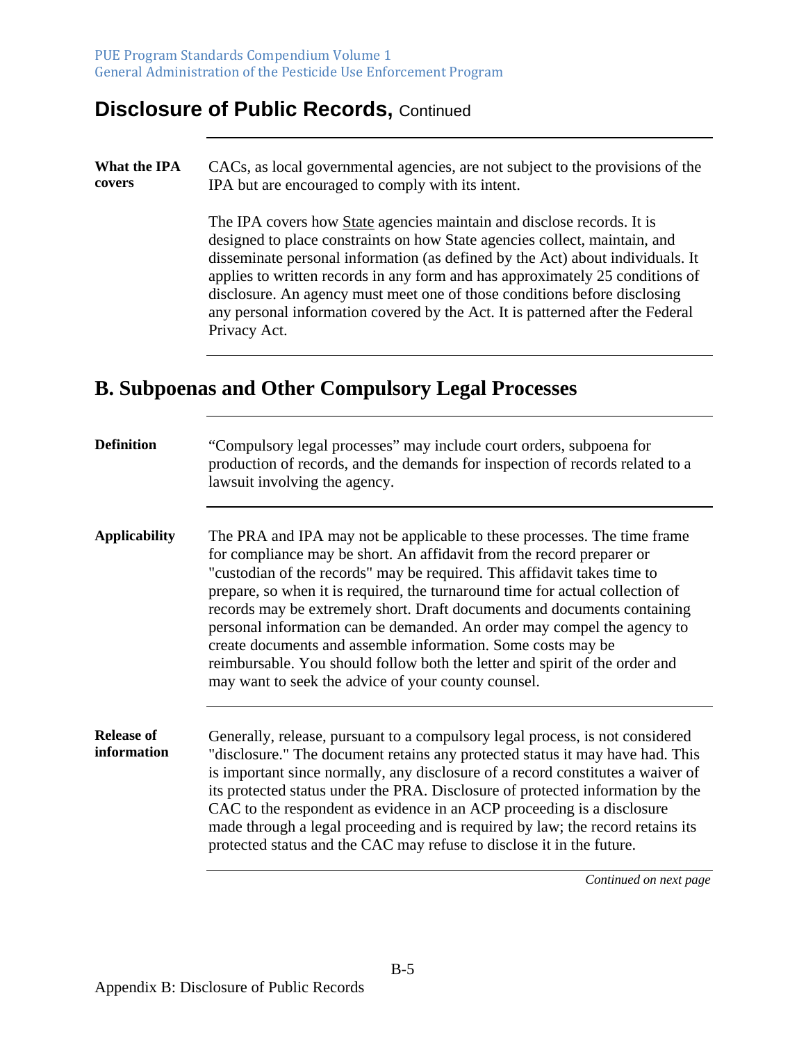## Disclosure of Public Records, Continued

**What the IPA covers**

CACs, as local governmental agencies, are not subject to the provisions of the IPA but are encouraged to comply with its intent.

The IPA covers how State agencies maintain and disclose records. It is designed to place constraints on how State agencies collect, maintain, and disseminate personal information (as defined by the Act) about individuals. It applies to written records in any form and has approximately 25 conditions of disclosure. An agency must meet one of those conditions before disclosing any personal information covered by the Act. It is patterned after the Federal Privacy Act.

# B. Subpoenas and Other Compulsory Legal Processes

**Definition**

"Compulsory legal processes" may include court orders, subpoena for production of records, and the demands for inspection of records related to a lawsuit involving the agency.

**Applicability**

The PRA and IPA may not be applicable to these processes. The time frame for compliance may be short. An affidavit from the record preparer or "custodian of the records" may be required. This affidavit takes time to prepare, so when it is required, the turnaround time for actual collection of records may be extremely short. Draft documents and documents containing personal information can be demanded. An order may compel the agency to create documents and assemble information. Some costs may be reimbursable. You should follow both the letter and spirit of the order and may want to seek the advice of your county counsel.

**Release of information**

Generally, release, pursuant to a compulsory legal process, is not considered "disclosure." The document retains any protected status it may have had. This is important since normally, any disclosure of a record constitutes a waiver of its protected status under the PRA. Disclosure of protected information by the CAC to the respondent as evidence in an ACP proceeding is a disclosure made through a legal proceeding and is required by law; the record retains its protected status and the CAC may refuse to disclose it in the future.

*Continued on next page*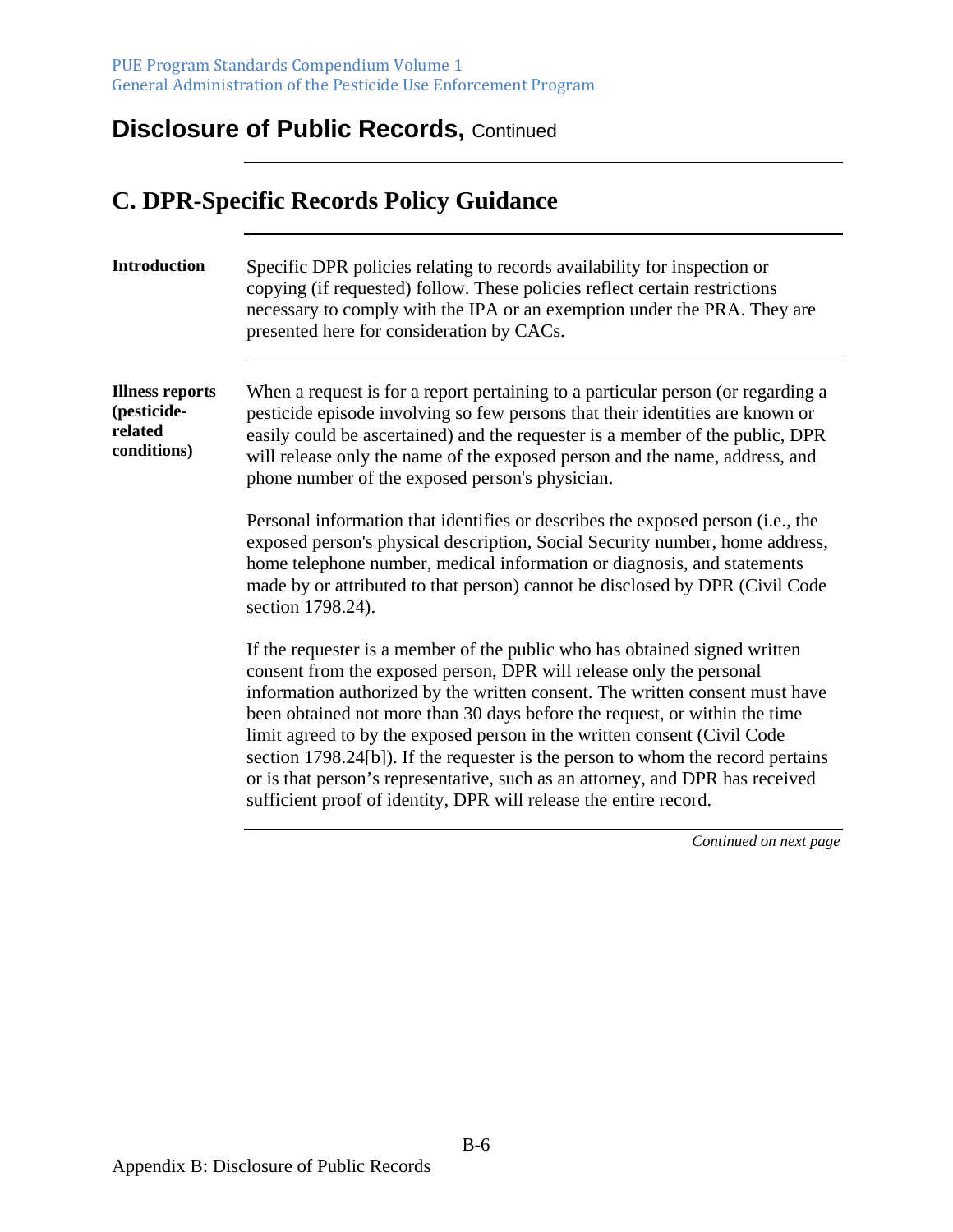# Disclosure of Public Records, Continued

## C. DPR-Specific Records Policy Guidance

**Introduction**

Specific DPR policies relating to records availability for inspection or copying (if requested) follow. These policies reflect certain restrictions necessary to comply with the IPA or an exemption under the PRA. They are presented here for consideration by CACs.

**Illness reports (pesticide-related conditions)**

When a request is for a report pertaining to a particular person (or regarding a pesticide episode involving so few persons that their identities are known or easily could be ascertained) and the requester is a member of the public, DPR will release only the name of the exposed person and the name, address, and phone number of the exposed person's physician.

Personal information that identifies or describes the exposed person (i.e., the exposed person's physical description, Social Security number, home address, home telephone number, medical information or diagnosis, and statements made by or attributed to that person) cannot be disclosed by DPR (Civil Code section 1798.24).

If the requester is a member of the public who has obtained signed written consent from the exposed person, DPR will release only the personal information authorized by the written consent. The written consent must have been obtained not more than 30 days before the request, or within the time limit agreed to by the exposed person in the written consent (Civil Code section 1798.24[b]). If the requester is the person to whom the record pertains or is that person's representative, such as an attorney, and DPR has received sufficient proof of identity, DPR will release the entire record.

*Continued on next page*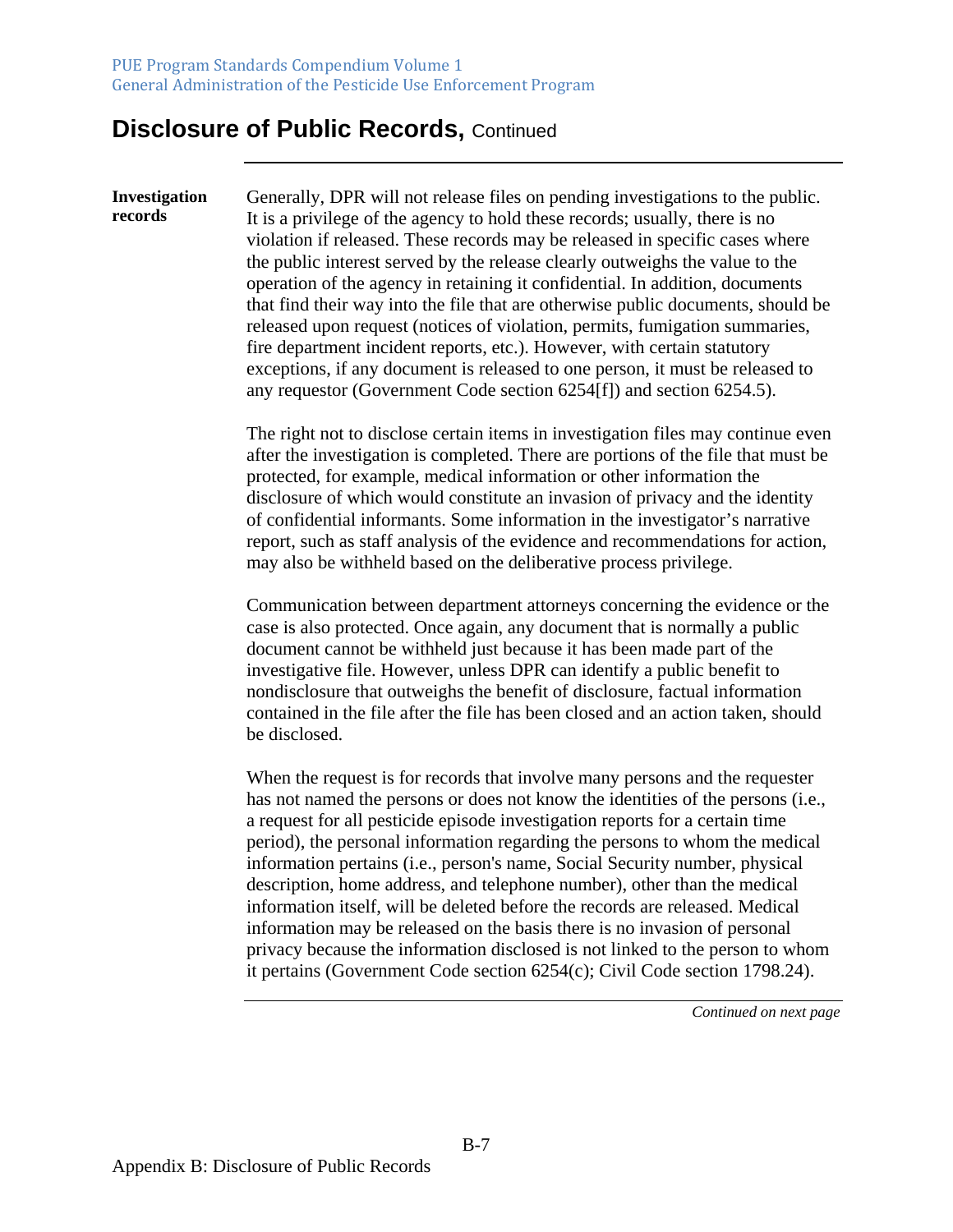# Disclosure of Public Records, Continued

**Investigation records**

Generally, DPR will not release files on pending investigations to the public. It is a privilege of the agency to hold these records; usually, there is no violation if released. These records may be released in specific cases where the public interest served by the release clearly outweighs the value to the operation of the agency in retaining it confidential. In addition, documents that find their way into the file that are otherwise public documents, should be released upon request (notices of violation, permits, fumigation summaries, fire department incident reports, etc.). However, with certain statutory exceptions, if any document is released to one person, it must be released to any requestor (Government Code section 6254[f]) and section 6254.5).

The right not to disclose certain items in investigation files may continue even after the investigation is completed. There are portions of the file that must be protected, for example, medical information or other information the disclosure of which would constitute an invasion of privacy and the identity of confidential informants. Some information in the investigator's narrative report, such as staff analysis of the evidence and recommendations for action, may also be withheld based on the deliberative process privilege.

Communication between department attorneys concerning the evidence or the case is also protected. Once again, any document that is normally a public document cannot be withheld just because it has been made part of the investigative file. However, unless DPR can identify a public benefit to nondisclosure that outweighs the benefit of disclosure, factual information contained in the file after the file has been closed and an action taken, should be disclosed.

When the request is for records that involve many persons and the requester has not named the persons or does not know the identities of the persons (i.e., a request for all pesticide episode investigation reports for a certain time period), the personal information regarding the persons to whom the medical information pertains (i.e., person's name, Social Security number, physical description, home address, and telephone number), other than the medical information itself, will be deleted before the records are released. Medical information may be released on the basis there is no invasion of personal privacy because the information disclosed is not linked to the person to whom it pertains (Government Code section 6254(c); Civil Code section 1798.24).

*Continued on next page*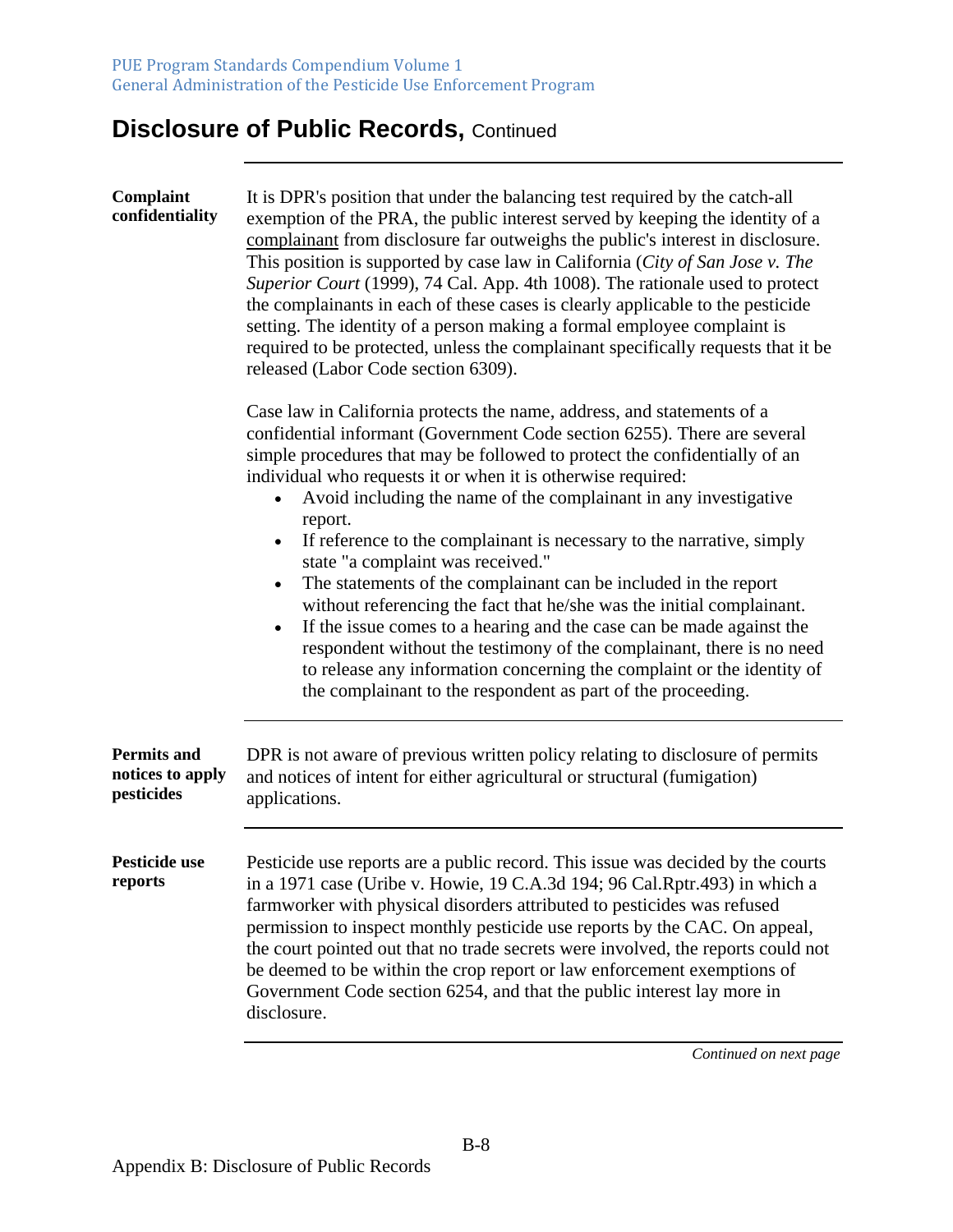# Disclosure of Public Records, Continued

**Complaint confidentiality**

It is DPR's position that under the balancing test required by the catch-all exemption of the PRA, the public interest served by keeping the identity of a complainant from disclosure far outweighs the public's interest in disclosure. This position is supported by case law in California (*City of San Jose v. The Superior Court* (1999), 74 Cal. App. 4th 1008). The rationale used to protect the complainants in each of these cases is clearly applicable to the pesticide setting. The identity of a person making a formal employee complaint is required to be protected, unless the complainant specifically requests that it be released (Labor Code section 6309).

Case law in California protects the name, address, and statements of a confidential informant (Government Code section 6255). There are several simple procedures that may be followed to protect the confidentially of an individual who requests it or when it is otherwise required:

- Avoid including the name of the complainant in any investigative report.
- If reference to the complainant is necessary to the narrative, simply state "a complaint was received."
- The statements of the complainant can be included in the report without referencing the fact that he/she was the initial complainant.
- If the issue comes to a hearing and the case can be made against the respondent without the testimony of the complainant, there is no need to release any information concerning the complaint or the identity of the complainant to the respondent as part of the proceeding.

**Permits and notices to apply pesticides**

DPR is not aware of previous written policy relating to disclosure of permits and notices of intent for either agricultural or structural (fumigation) applications.

**Pesticide use reports**

Pesticide use reports are a public record. This issue was decided by the courts in a 1971 case (Uribe v. Howie, 19 C.A.3d 194; 96 Cal.Rptr.493) in which a farmworker with physical disorders attributed to pesticides was refused permission to inspect monthly pesticide use reports by the CAC. On appeal, the court pointed out that no trade secrets were involved, the reports could not be deemed to be within the crop report or law enforcement exemptions of Government Code section 6254, and that the public interest lay more in disclosure.

*Continued on next page*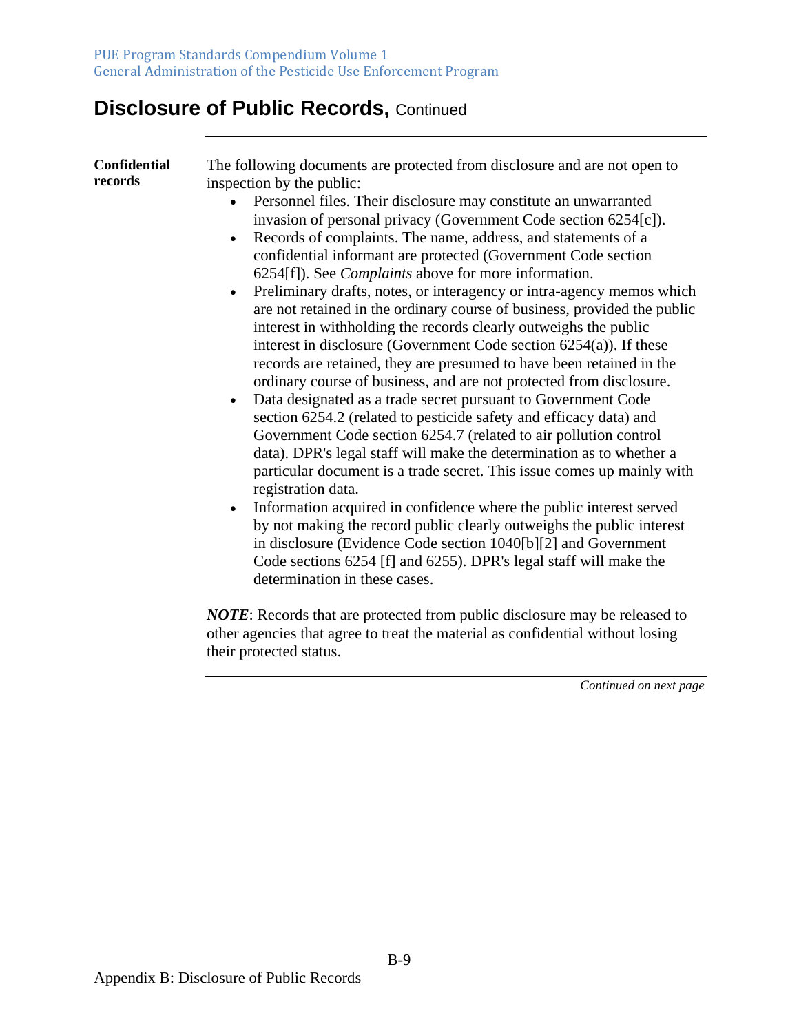## Disclosure of Public Records, Continued

**Confidential records**

The following documents are protected from disclosure and are not open to inspection by the public:

- Personnel files. Their disclosure may constitute an unwarranted invasion of personal privacy (Government Code section 6254[c]).
- Records of complaints. The name, address, and statements of a confidential informant are protected (Government Code section 6254[f]). See *Complaints* above for more information.
- Preliminary drafts, notes, or interagency or intra-agency memos which are not retained in the ordinary course of business, provided the public interest in withholding the records clearly outweighs the public interest in disclosure (Government Code section 6254(a)). If these records are retained, they are presumed to have been retained in the ordinary course of business, and are not protected from disclosure.
- Data designated as a trade secret pursuant to Government Code section 6254.2 (related to pesticide safety and efficacy data) and Government Code section 6254.7 (related to air pollution control data). DPR's legal staff will make the determination as to whether a particular document is a trade secret. This issue comes up mainly with registration data.
- Information acquired in confidence where the public interest served by not making the record public clearly outweighs the public interest in disclosure (Evidence Code section 1040[b][2] and Government Code sections 6254 [f] and 6255). DPR's legal staff will make the determination in these cases.

***NOTE***: Records that are protected from public disclosure may be released to other agencies that agree to treat the material as confidential without losing their protected status.

*Continued on next page*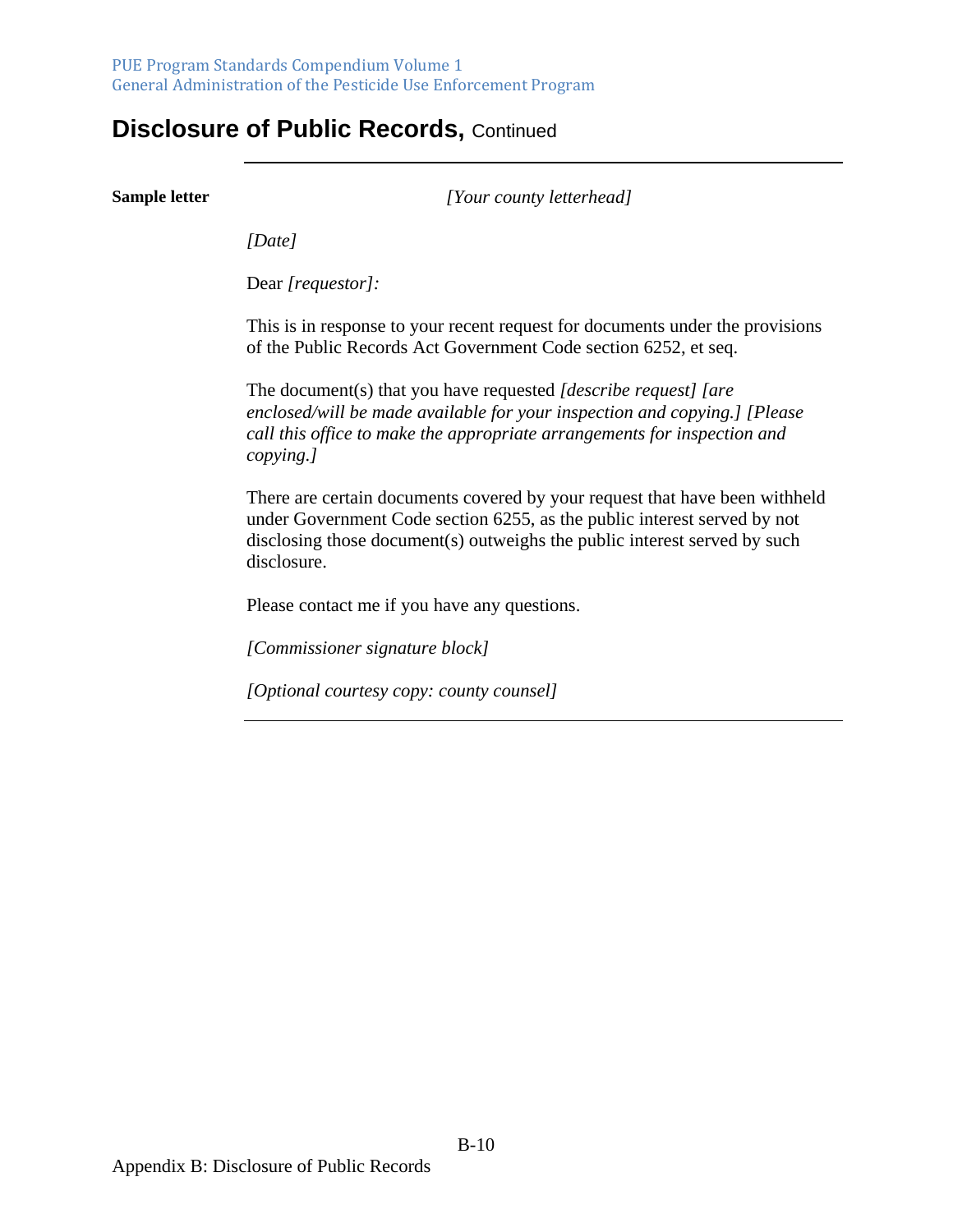## Disclosure of Public Records, Continued

**Sample letter**

*[Your county letterhead]*

*[Date]*

Dear *[requestor]:*

This is in response to your recent request for documents under the provisions of the Public Records Act Government Code section 6252, et seq.

The document(s) that you have requested *[describe request] [are enclosed/will be made available for your inspection and copying.] [Please call this office to make the appropriate arrangements for inspection and copying.]*

There are certain documents covered by your request that have been withheld under Government Code section 6255, as the public interest served by not disclosing those document(s) outweighs the public interest served by such disclosure.

Please contact me if you have any questions.

*[Commissioner signature block]*

*[Optional courtesy copy: county counsel]*